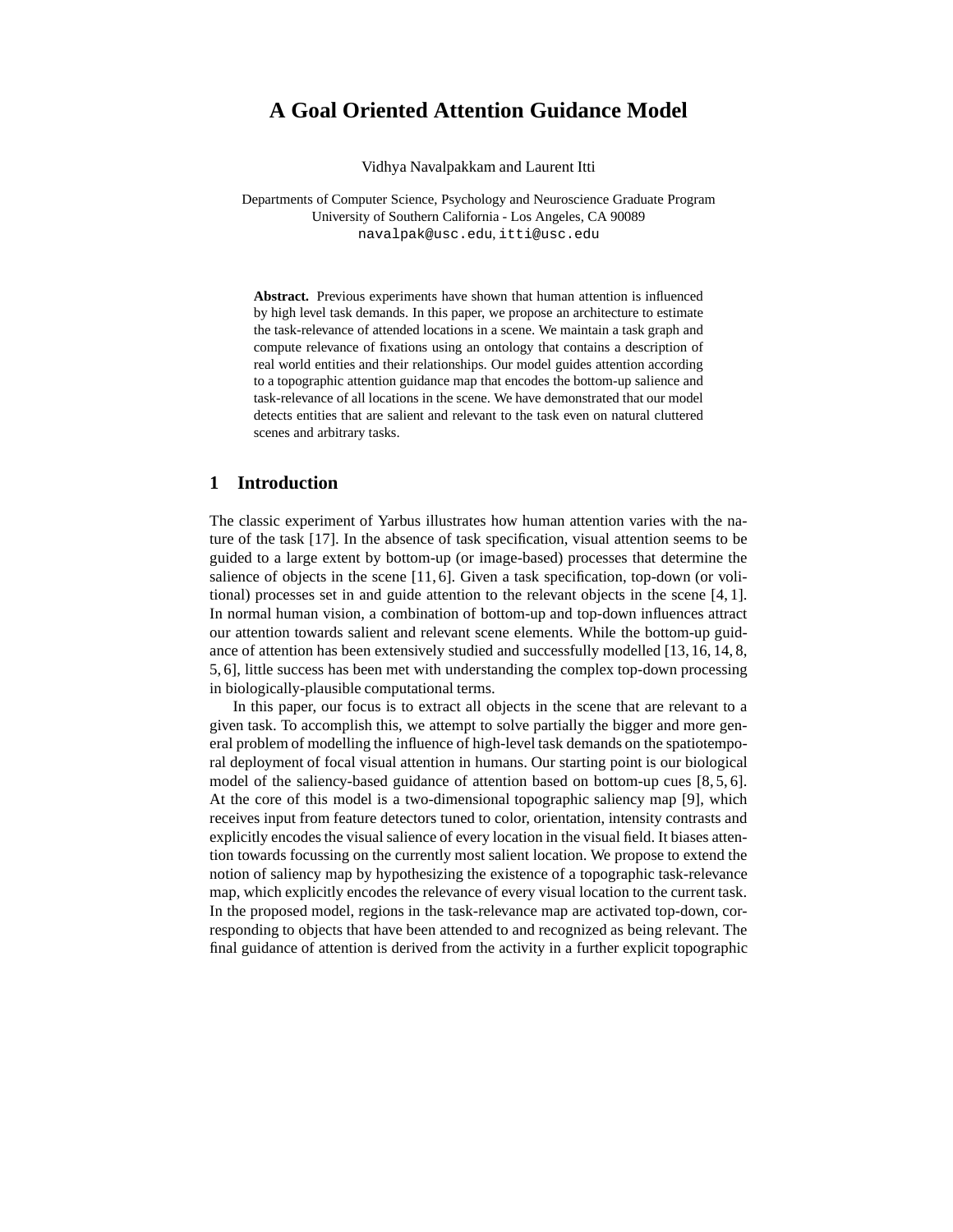# A Goal Oriented Attention Guidance Model

Vidhya Navalpakkam and Laurent Itti

Departments of Computer Science, Psychology and Neuroscience Graduate Program
University of Southern California - Los Angeles, CA 90089
navalpak@usc.edu, itti@usc.edu

**Abstract.** Previous experiments have shown that human attention is influenced by high level task demands. In this paper, we propose an architecture to estimate the task-relevance of attended locations in a scene. We maintain a task graph and compute relevance of fixations using an ontology that contains a description of real world entities and their relationships. Our model guides attention according to a topographic attention guidance map that encodes the bottom-up salience and task-relevance of all locations in the scene. We have demonstrated that our model detects entities that are salient and relevant to the task even on natural cluttered scenes and arbitrary tasks.

## 1 Introduction

The classic experiment of Yarbus illustrates how human attention varies with the nature of the task [17]. In the absence of task specification, visual attention seems to be guided to a large extent by bottom-up (or image-based) processes that determine the salience of objects in the scene [11, 6]. Given a task specification, top-down (or volitional) processes set in and guide attention to the relevant objects in the scene [4, 1]. In normal human vision, a combination of bottom-up and top-down influences attract our attention towards salient and relevant scene elements. While the bottom-up guidance of attention has been extensively studied and successfully modelled [13, 16, 14, 8, 5, 6], little success has been met with understanding the complex top-down processing in biologically-plausible computational terms.

In this paper, our focus is to extract all objects in the scene that are relevant to a given task. To accomplish this, we attempt to solve partially the bigger and more general problem of modelling the influence of high-level task demands on the spatiotemporal deployment of focal visual attention in humans. Our starting point is our biological model of the saliency-based guidance of attention based on bottom-up cues [8, 5, 6]. At the core of this model is a two-dimensional topographic saliency map [9], which receives input from feature detectors tuned to color, orientation, intensity contrasts and explicitly encodes the visual salience of every location in the visual field. It biases attention towards focussing on the currently most salient location. We propose to extend the notion of saliency map by hypothesizing the existence of a topographic task-relevance map, which explicitly encodes the relevance of every visual location to the current task. In the proposed model, regions in the task-relevance map are activated top-down, corresponding to objects that have been attended to and recognized as being relevant. The final guidance of attention is derived from the activity in a further explicit topographic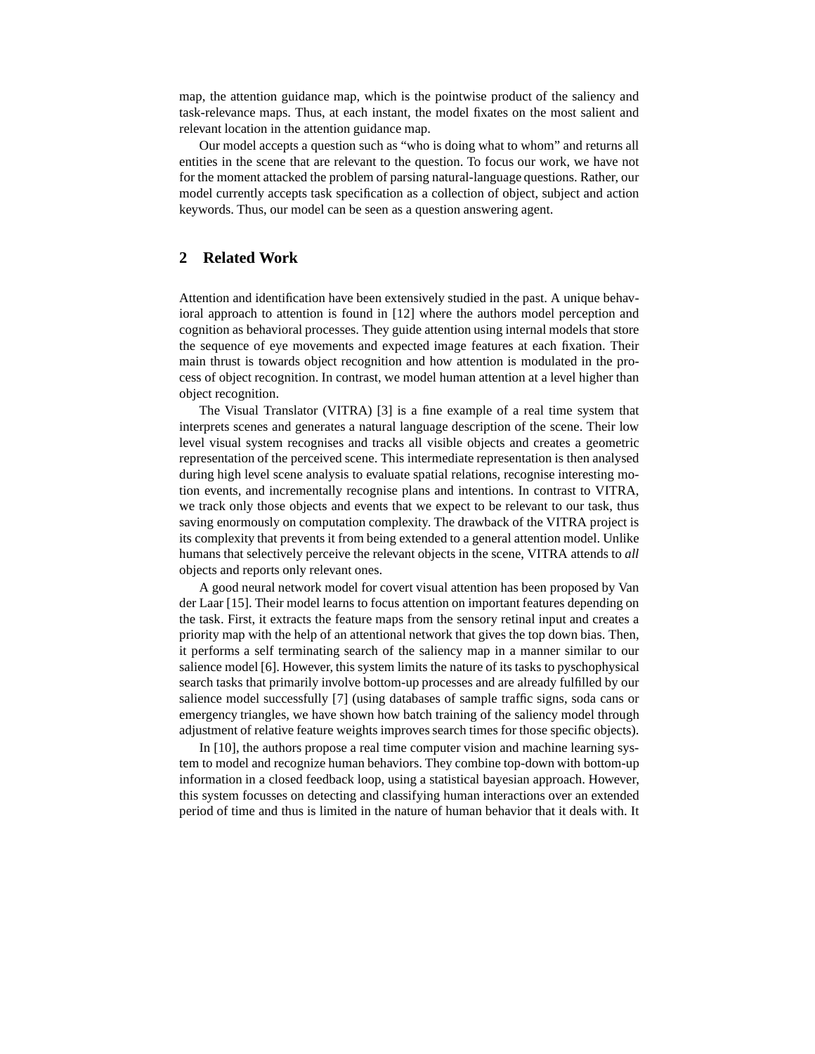map, the attention guidance map, which is the pointwise product of the saliency and task-relevance maps. Thus, at each instant, the model fixates on the most salient and relevant location in the attention guidance map.

Our model accepts a question such as "who is doing what to whom" and returns all entities in the scene that are relevant to the question. To focus our work, we have not for the moment attacked the problem of parsing natural-language questions. Rather, our model currently accepts task specification as a collection of object, subject and action keywords. Thus, our model can be seen as a question answering agent.

## 2 Related Work

Attention and identification have been extensively studied in the past. A unique behavioral approach to attention is found in [12] where the authors model perception and cognition as behavioral processes. They guide attention using internal models that store the sequence of eye movements and expected image features at each fixation. Their main thrust is towards object recognition and how attention is modulated in the process of object recognition. In contrast, we model human attention at a level higher than object recognition.

The Visual Translator (VITRA) [3] is a fine example of a real time system that interprets scenes and generates a natural language description of the scene. Their low level visual system recognises and tracks all visible objects and creates a geometric representation of the perceived scene. This intermediate representation is then analysed during high level scene analysis to evaluate spatial relations, recognise interesting motion events, and incrementally recognise plans and intentions. In contrast to VITRA, we track only those objects and events that we expect to be relevant to our task, thus saving enormously on computation complexity. The drawback of the VITRA project is its complexity that prevents it from being extended to a general attention model. Unlike humans that selectively perceive the relevant objects in the scene, VITRA attends to *all* objects and reports only relevant ones.

A good neural network model for covert visual attention has been proposed by Van der Laar [15]. Their model learns to focus attention on important features depending on the task. First, it extracts the feature maps from the sensory retinal input and creates a priority map with the help of an attentional network that gives the top down bias. Then, it performs a self terminating search of the saliency map in a manner similar to our salience model [6]. However, this system limits the nature of its tasks to pyschophysical search tasks that primarily involve bottom-up processes and are already fulfilled by our salience model successfully [7] (using databases of sample traffic signs, soda cans or emergency triangles, we have shown how batch training of the saliency model through adjustment of relative feature weights improves search times for those specific objects).

In [10], the authors propose a real time computer vision and machine learning system to model and recognize human behaviors. They combine top-down with bottom-up information in a closed feedback loop, using a statistical bayesian approach. However, this system focusses on detecting and classifying human interactions over an extended period of time and thus is limited in the nature of human behavior that it deals with. It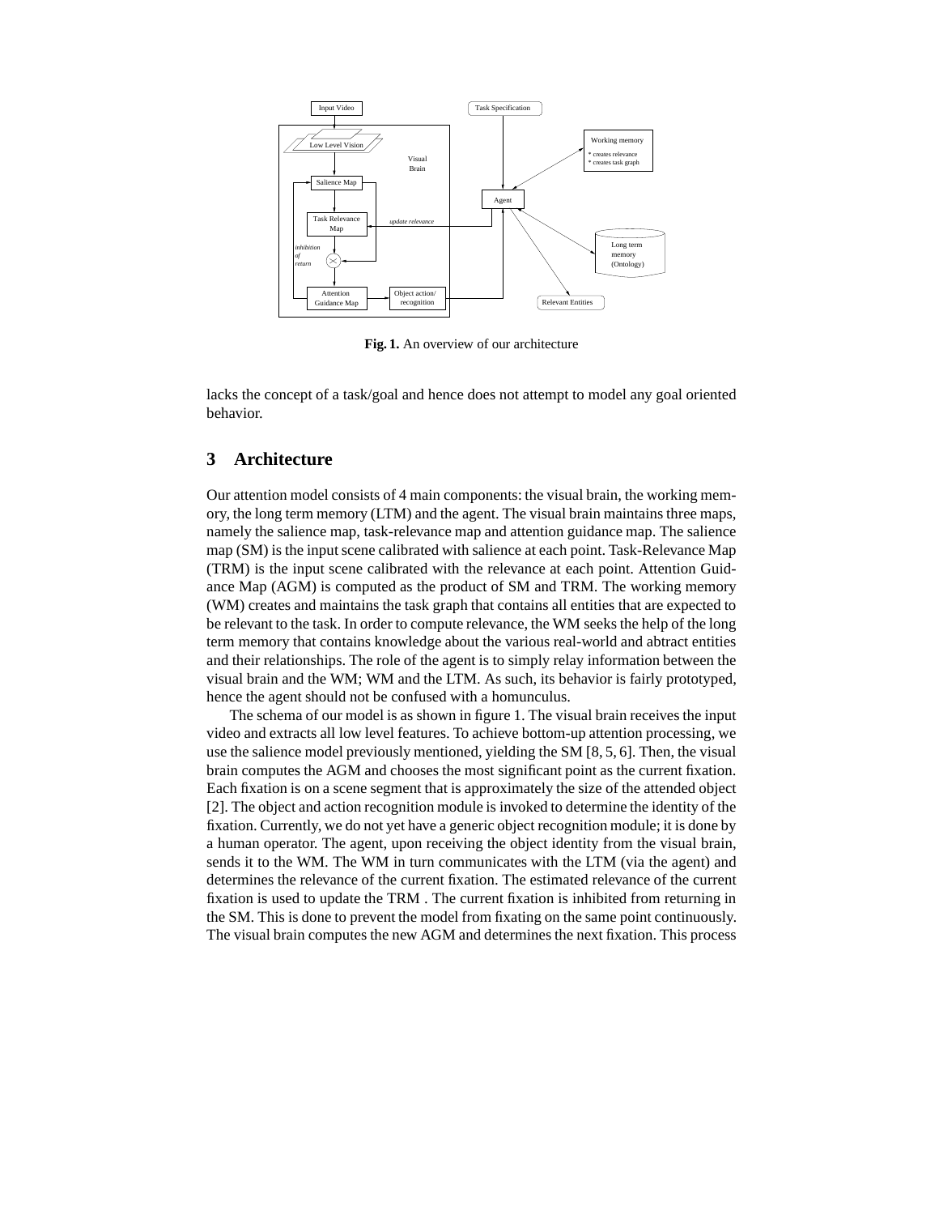**Fig. 1.** An overview of our architecture

lacks the concept of a task/goal and hence does not attempt to model any goal oriented behavior.

## 3 Architecture

Our attention model consists of 4 main components: the visual brain, the working memory, the long term memory (LTM) and the agent. The visual brain maintains three maps, namely the salience map, task-relevance map and attention guidance map. The salience map (SM) is the input scene calibrated with salience at each point. Task-Relevance Map (TRM) is the input scene calibrated with the relevance at each point. Attention Guidance Map (AGM) is computed as the product of SM and TRM. The working memory (WM) creates and maintains the task graph that contains all entities that are expected to be relevant to the task. In order to compute relevance, the WM seeks the help of the long term memory that contains knowledge about the various real-world and abtract entities and their relationships. The role of the agent is to simply relay information between the visual brain and the WM; WM and the LTM. As such, its behavior is fairly prototyped, hence the agent should not be confused with a homunculus.

The schema of our model is as shown in figure 1. The visual brain receives the input video and extracts all low level features. To achieve bottom-up attention processing, we use the salience model previously mentioned, yielding the SM [8, 5, 6]. Then, the visual brain computes the AGM and chooses the most significant point as the current fixation. Each fixation is on a scene segment that is approximately the size of the attended object [2]. The object and action recognition module is invoked to determine the identity of the fixation. Currently, we do not yet have a generic object recognition module; it is done by a human operator. The agent, upon receiving the object identity from the visual brain, sends it to the WM. The WM in turn communicates with the LTM (via the agent) and determines the relevance of the current fixation. The estimated relevance of the current fixation is used to update the TRM . The current fixation is inhibited from returning in the SM. This is done to prevent the model from fixating on the same point continuously. The visual brain computes the new AGM and determines the next fixation. This process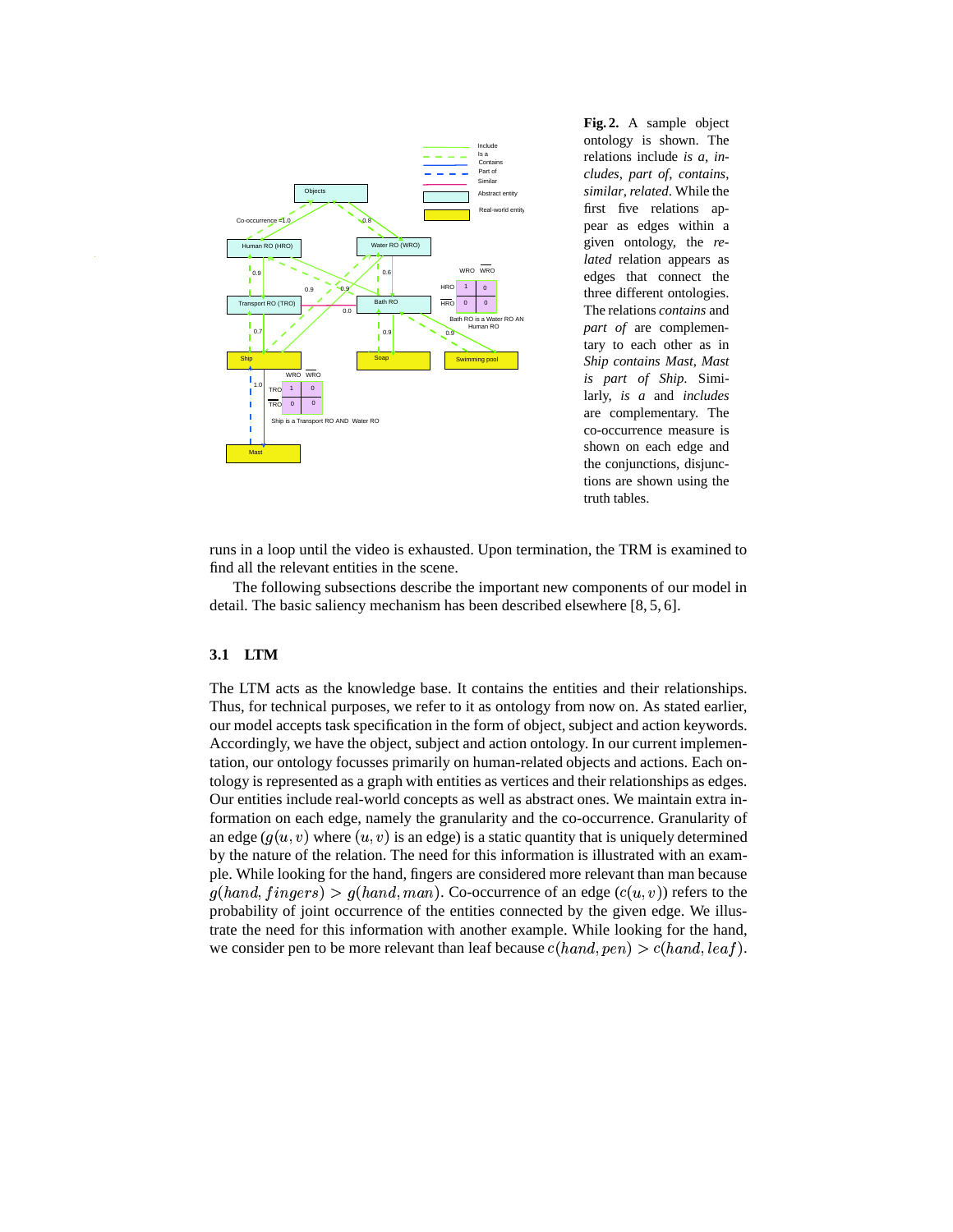**Fig. 2.** A sample object ontology is shown. The relations include *is a*, *includes*, *part of*, *contains*, *similar*, *related*. While the first five relations appear as edges within a given ontology, the *related* relation appears as edges that connect the three different ontologies. The relations *contains* and *part of* are complementary to each other as in *Ship contains Mast*, *Mast is part of Ship*. Similarly, *is a* and *includes* are complementary. The co-occurrence measure is shown on each edge and the conjunctions, disjunctions are shown using the truth tables.

runs in a loop until the video is exhausted. Upon termination, the TRM is examined to find all the relevant entities in the scene.

The following subsections describe the important new components of our model in detail. The basic saliency mechanism has been described elsewhere [8, 5, 6].

### 3.1 LTM

The LTM acts as the knowledge base. It contains the entities and their relationships. Thus, for technical purposes, we refer to it as ontology from now on. As stated earlier, our model accepts task specification in the form of object, subject and action keywords. Accordingly, we have the object, subject and action ontology. In our current implementation, our ontology focusses primarily on human-related objects and actions. Each ontology is represented as a graph with entities as vertices and their relationships as edges. Our entities include real-world concepts as well as abstract ones. We maintain extra information on each edge, namely the granularity and the co-occurrence. Granularity of an edge ($g(u, v)$ where $(u, v)$ is an edge) is a static quantity that is uniquely determined by the nature of the relation. The need for this information is illustrated with an example. While looking for the hand, fingers are considered more relevant than man because $g(hand, fingers) > g(hand, man)$. Co-occurrence of an edge ($c(u, v)$) refers to the probability of joint occurrence of the entities connected by the given edge. We illustrate the need for this information with another example. While looking for the hand, we consider pen to be more relevant than leaf because $c(hand, pen) > c(hand, leaf)$.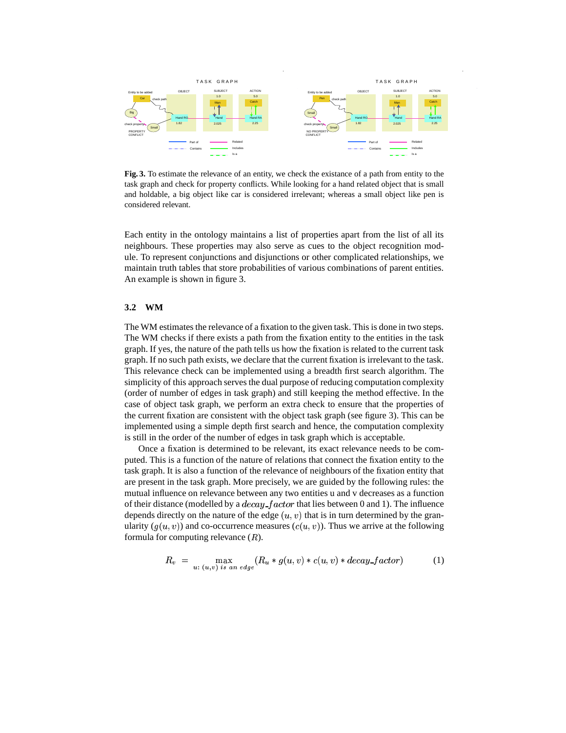**Fig. 3.** To estimate the relevance of an entity, we check the existance of a path from entity to the task graph and check for property conflicts. While looking for a hand related object that is small and holdable, a big object like car is considered irrelevant; whereas a small object like pen is considered relevant.

Each entity in the ontology maintains a list of properties apart from the list of all its neighbours. These properties may also serve as cues to the object recognition module. To represent conjunctions and disjunctions or other complicated relationships, we maintain truth tables that store probabilities of various combinations of parent entities. An example is shown in figure 3.

### 3.2 WM

The WM estimates the relevance of a fixation to the given task. This is done in two steps. The WM checks if there exists a path from the fixation entity to the entities in the task graph. If yes, the nature of the path tells us how the fixation is related to the current task graph. If no such path exists, we declare that the current fixation is irrelevant to the task. This relevance check can be implemented using a breadth first search algorithm. The simplicity of this approach serves the dual purpose of reducing computation complexity (order of number of edges in task graph) and still keeping the method effective. In the case of object task graph, we perform an extra check to ensure that the properties of the current fixation are consistent with the object task graph (see figure 3). This can be implemented using a simple depth first search and hence, the computation complexity is still in the order of the number of edges in task graph which is acceptable.

Once a fixation is determined to be relevant, its exact relevance needs to be computed. This is a function of the nature of relations that connect the fixation entity to the task graph. It is also a function of the relevance of neighbours of the fixation entity that are present in the task graph. More precisely, we are guided by the following rules: the mutual influence on relevance between any two entities u and v decreases as a function of their distance (modelled by a $decay\_factor$ that lies between 0 and 1). The influence depends directly on the nature of the edge $(u, v)$ that is in turn determined by the granularity ($g(u, v)$) and co-occurrence measures ($c(u, v)$). Thus we arrive at the following formula for computing relevance ($R$).

$$R_v = \max_{u:\ (u,v)\ is\ an\ edge} (R_u * g(u, v) * c(u, v) * decay\_factor) \tag{1}$$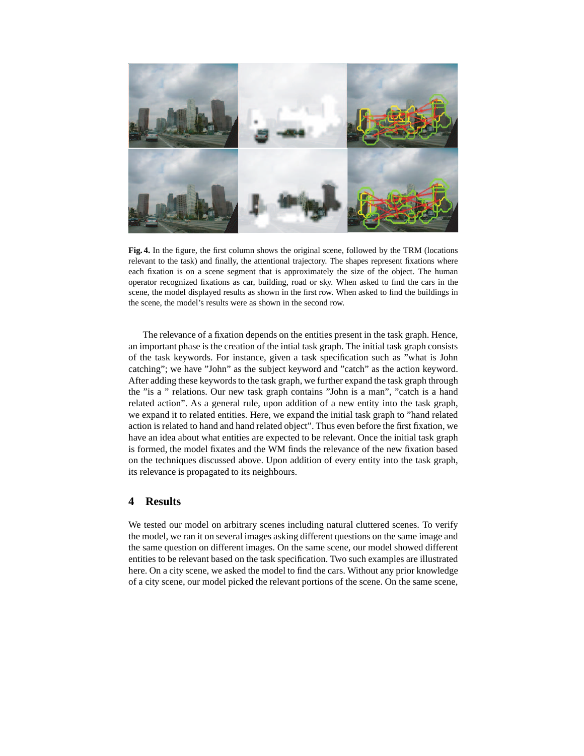**Fig. 4.** In the figure, the first column shows the original scene, followed by the TRM (locations relevant to the task) and finally, the attentional trajectory. The shapes represent fixations where each fixation is on a scene segment that is approximately the size of the object. The human operator recognized fixations as car, building, road or sky. When asked to find the cars in the scene, the model displayed results as shown in the first row. When asked to find the buildings in the scene, the model's results were as shown in the second row.

The relevance of a fixation depends on the entities present in the task graph. Hence, an important phase is the creation of the intial task graph. The initial task graph consists of the task keywords. For instance, given a task specification such as "what is John catching"; we have "John" as the subject keyword and "catch" as the action keyword. After adding these keywords to the task graph, we further expand the task graph through the "is a " relations. Our new task graph contains "John is a man", "catch is a hand related action". As a general rule, upon addition of a new entity into the task graph, we expand it to related entities. Here, we expand the initial task graph to "hand related action is related to hand and hand related object". Thus even before the first fixation, we have an idea about what entities are expected to be relevant. Once the initial task graph is formed, the model fixates and the WM finds the relevance of the new fixation based on the techniques discussed above. Upon addition of every entity into the task graph, its relevance is propagated to its neighbours.

## 4 Results

We tested our model on arbitrary scenes including natural cluttered scenes. To verify the model, we ran it on several images asking different questions on the same image and the same question on different images. On the same scene, our model showed different entities to be relevant based on the task specification. Two such examples are illustrated here. On a city scene, we asked the model to find the cars. Without any prior knowledge of a city scene, our model picked the relevant portions of the scene. On the same scene,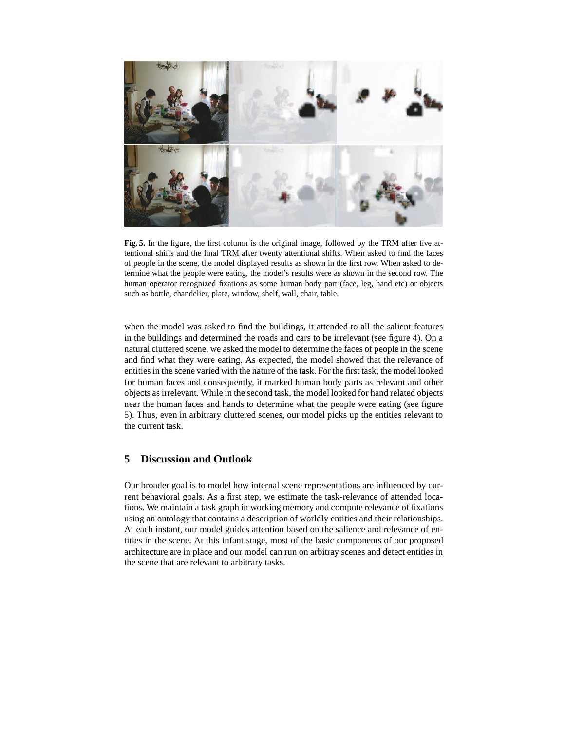**Fig. 5.** In the figure, the first column is the original image, followed by the TRM after five attentional shifts and the final TRM after twenty attentional shifts. When asked to find the faces of people in the scene, the model displayed results as shown in the first row. When asked to determine what the people were eating, the model's results were as shown in the second row. The human operator recognized fixations as some human body part (face, leg, hand etc) or objects such as bottle, chandelier, plate, window, shelf, wall, chair, table.

when the model was asked to find the buildings, it attended to all the salient features in the buildings and determined the roads and cars to be irrelevant (see figure 4). On a natural cluttered scene, we asked the model to determine the faces of people in the scene and find what they were eating. As expected, the model showed that the relevance of entities in the scene varied with the nature of the task. For the first task, the model looked for human faces and consequently, it marked human body parts as relevant and other objects as irrelevant. While in the second task, the model looked for hand related objects near the human faces and hands to determine what the people were eating (see figure 5). Thus, even in arbitrary cluttered scenes, our model picks up the entities relevant to the current task.

## 5 Discussion and Outlook

Our broader goal is to model how internal scene representations are influenced by current behavioral goals. As a first step, we estimate the task-relevance of attended locations. We maintain a task graph in working memory and compute relevance of fixations using an ontology that contains a description of worldly entities and their relationships. At each instant, our model guides attention based on the salience and relevance of entities in the scene. At this infant stage, most of the basic components of our proposed architecture are in place and our model can run on arbitray scenes and detect entities in the scene that are relevant to arbitrary tasks.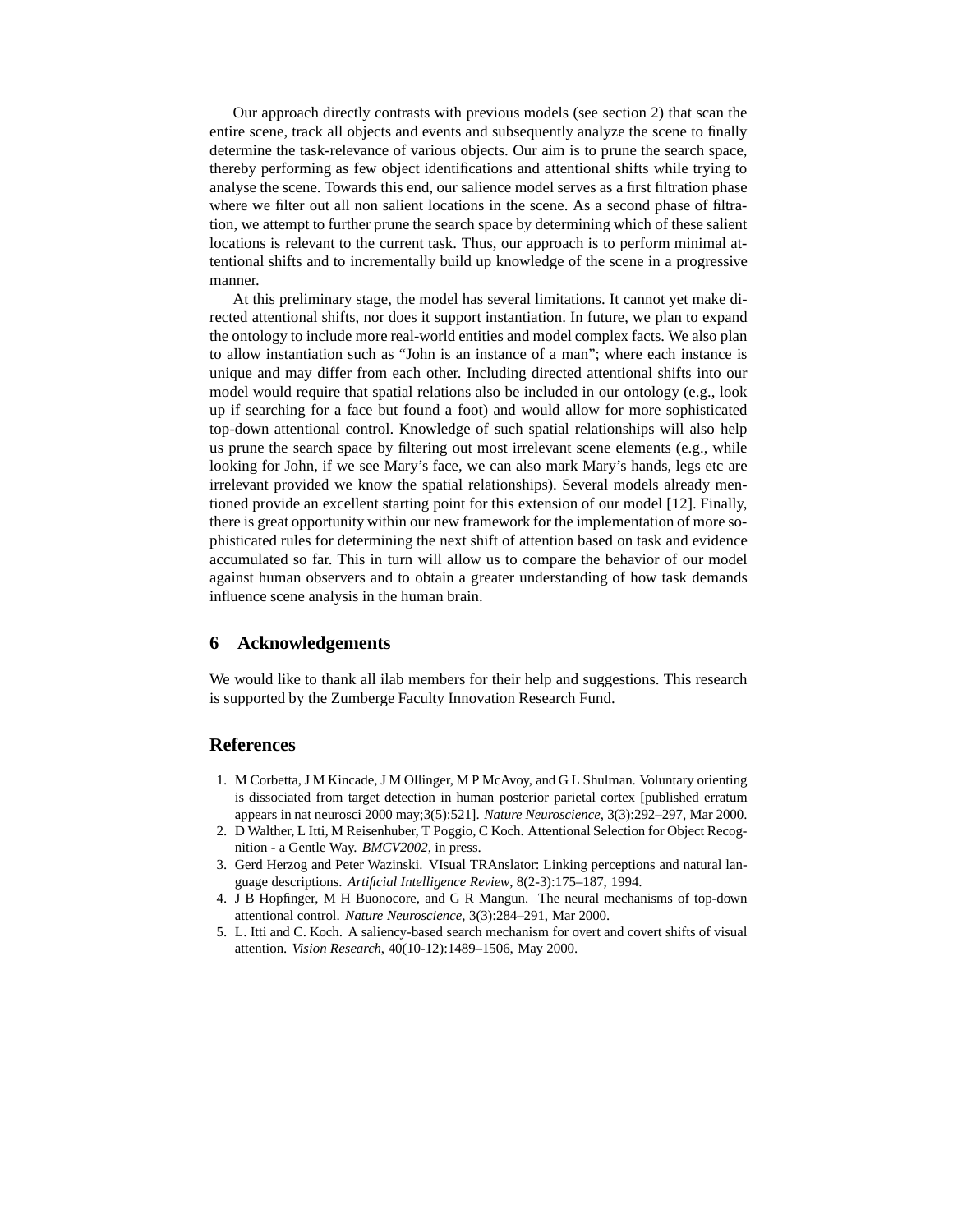Our approach directly contrasts with previous models (see section 2) that scan the entire scene, track all objects and events and subsequently analyze the scene to finally determine the task-relevance of various objects. Our aim is to prune the search space, thereby performing as few object identifications and attentional shifts while trying to analyse the scene. Towards this end, our salience model serves as a first filtration phase where we filter out all non salient locations in the scene. As a second phase of filtration, we attempt to further prune the search space by determining which of these salient locations is relevant to the current task. Thus, our approach is to perform minimal attentional shifts and to incrementally build up knowledge of the scene in a progressive manner.

At this preliminary stage, the model has several limitations. It cannot yet make directed attentional shifts, nor does it support instantiation. In future, we plan to expand the ontology to include more real-world entities and model complex facts. We also plan to allow instantiation such as "John is an instance of a man"; where each instance is unique and may differ from each other. Including directed attentional shifts into our model would require that spatial relations also be included in our ontology (e.g., look up if searching for a face but found a foot) and would allow for more sophisticated top-down attentional control. Knowledge of such spatial relationships will also help us prune the search space by filtering out most irrelevant scene elements (e.g., while looking for John, if we see Mary's face, we can also mark Mary's hands, legs etc are irrelevant provided we know the spatial relationships). Several models already mentioned provide an excellent starting point for this extension of our model [12]. Finally, there is great opportunity within our new framework for the implementation of more sophisticated rules for determining the next shift of attention based on task and evidence accumulated so far. This in turn will allow us to compare the behavior of our model against human observers and to obtain a greater understanding of how task demands influence scene analysis in the human brain.

## 6 Acknowledgements

We would like to thank all ilab members for their help and suggestions. This research is supported by the Zumberge Faculty Innovation Research Fund.

## References

1. M Corbetta, J M Kincade, J M Ollinger, M P McAvoy, and G L Shulman. Voluntary orienting is dissociated from target detection in human posterior parietal cortex [published erratum appears in nat neurosci 2000 may;3(5):521]. *Nature Neuroscience*, 3(3):292–297, Mar 2000.
2. D Walther, L Itti, M Reisenhuber, T Poggio, C Koch. Attentional Selection for Object Recognition - a Gentle Way. *BMCV2002*, in press.
3. Gerd Herzog and Peter Wazinski. VIsual TRAnslator: Linking perceptions and natural language descriptions. *Artificial Intelligence Review*, 8(2-3):175–187, 1994.
4. J B Hopfinger, M H Buonocore, and G R Mangun. The neural mechanisms of top-down attentional control. *Nature Neuroscience*, 3(3):284–291, Mar 2000.
5. L. Itti and C. Koch. A saliency-based search mechanism for overt and covert shifts of visual attention. *Vision Research*, 40(10-12):1489–1506, May 2000.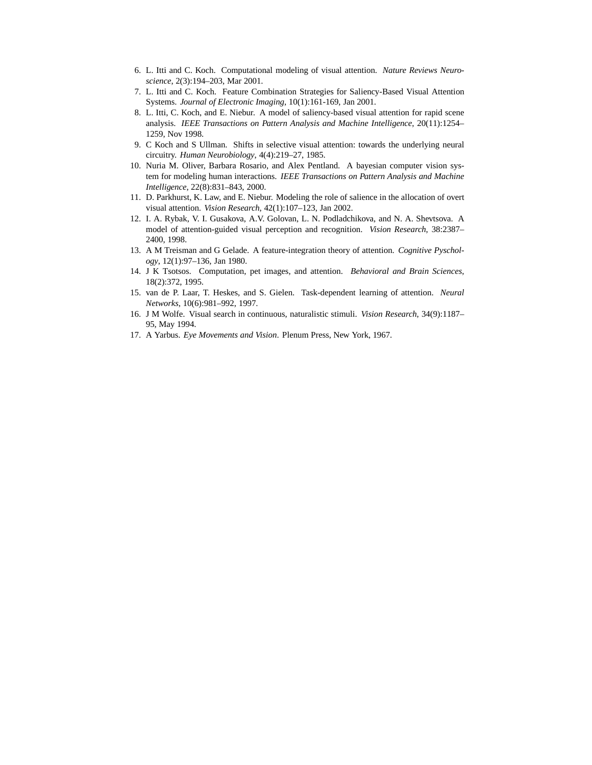6. L. Itti and C. Koch. Computational modeling of visual attention. *Nature Reviews Neuroscience*, 2(3):194–203, Mar 2001.
7. L. Itti and C. Koch. Feature Combination Strategies for Saliency-Based Visual Attention Systems. *Journal of Electronic Imaging*, 10(1):161-169, Jan 2001.
8. L. Itti, C. Koch, and E. Niebur. A model of saliency-based visual attention for rapid scene analysis. *IEEE Transactions on Pattern Analysis and Machine Intelligence*, 20(11):1254–1259, Nov 1998.
9. C Koch and S Ullman. Shifts in selective visual attention: towards the underlying neural circuitry. *Human Neurobiology*, 4(4):219–27, 1985.
10. Nuria M. Oliver, Barbara Rosario, and Alex Pentland. A bayesian computer vision system for modeling human interactions. *IEEE Transactions on Pattern Analysis and Machine Intelligence*, 22(8):831–843, 2000.
11. D. Parkhurst, K. Law, and E. Niebur. Modeling the role of salience in the allocation of overt visual attention. *Vision Research*, 42(1):107–123, Jan 2002.
12. I. A. Rybak, V. I. Gusakova, A.V. Golovan, L. N. Podladchikova, and N. A. Shevtsova. A model of attention-guided visual perception and recognition. *Vision Research*, 38:2387–2400, 1998.
13. A M Treisman and G Gelade. A feature-integration theory of attention. *Cognitive Pyschology*, 12(1):97–136, Jan 1980.
14. J K Tsotsos. Computation, pet images, and attention. *Behavioral and Brain Sciences*, 18(2):372, 1995.
15. van de P. Laar, T. Heskes, and S. Gielen. Task-dependent learning of attention. *Neural Networks*, 10(6):981–992, 1997.
16. J M Wolfe. Visual search in continuous, naturalistic stimuli. *Vision Research*, 34(9):1187–95, May 1994.
17. A Yarbus. *Eye Movements and Vision*. Plenum Press, New York, 1967.